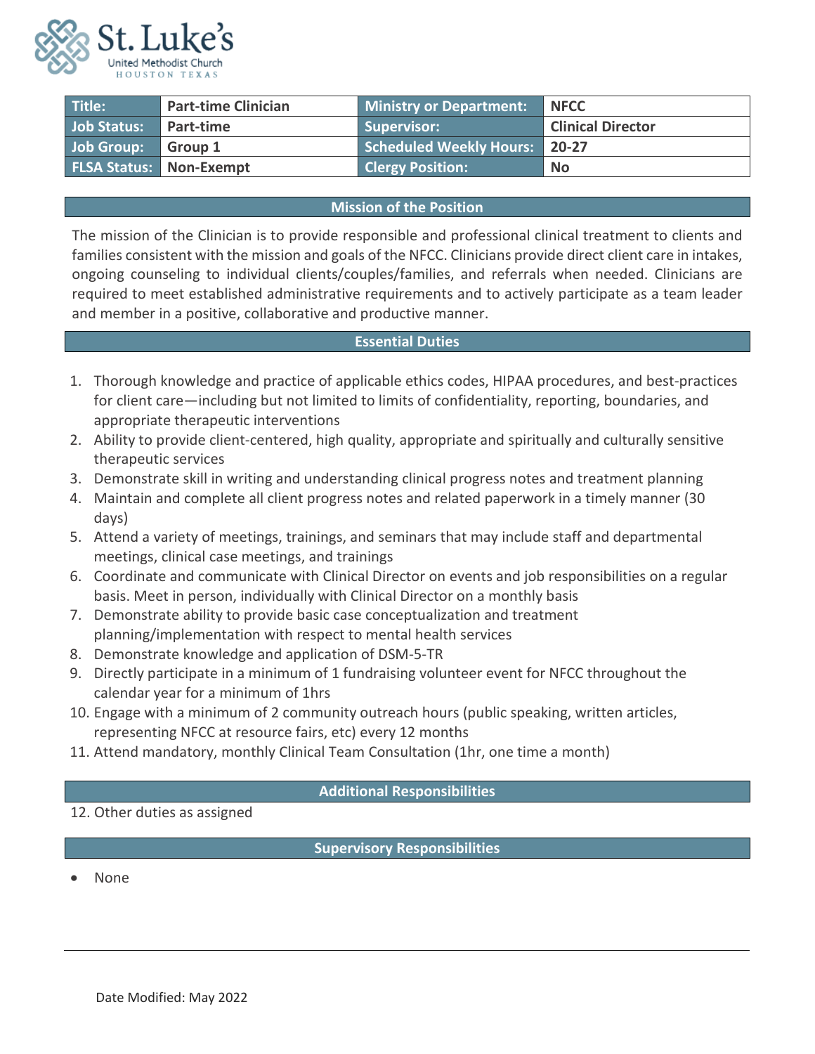St. Luke's
United Methodist Church
HOUSTON TEXAS

| Title: | Part-time Clinician | Ministry or Department: | NFCC |
|---|---|---|---|
| Job Status: | Part-time | Supervisor: | Clinical Director |
| Job Group: | Group 1 | Scheduled Weekly Hours: | 20-27 |
| FLSA Status: | Non-Exempt | Clergy Position: | No |

## Mission of the Position

The mission of the Clinician is to provide responsible and professional clinical treatment to clients and families consistent with the mission and goals of the NFCC. Clinicians provide direct client care in intakes, ongoing counseling to individual clients/couples/families, and referrals when needed. Clinicians are required to meet established administrative requirements and to actively participate as a team leader and member in a positive, collaborative and productive manner.

## Essential Duties

1. Thorough knowledge and practice of applicable ethics codes, HIPAA procedures, and best-practices for client care—including but not limited to limits of confidentiality, reporting, boundaries, and appropriate therapeutic interventions
2. Ability to provide client-centered, high quality, appropriate and spiritually and culturally sensitive therapeutic services
3. Demonstrate skill in writing and understanding clinical progress notes and treatment planning
4. Maintain and complete all client progress notes and related paperwork in a timely manner (30 days)
5. Attend a variety of meetings, trainings, and seminars that may include staff and departmental meetings, clinical case meetings, and trainings
6. Coordinate and communicate with Clinical Director on events and job responsibilities on a regular basis. Meet in person, individually with Clinical Director on a monthly basis
7. Demonstrate ability to provide basic case conceptualization and treatment planning/implementation with respect to mental health services
8. Demonstrate knowledge and application of DSM-5-TR
9. Directly participate in a minimum of 1 fundraising volunteer event for NFCC throughout the calendar year for a minimum of 1hrs
10. Engage with a minimum of 2 community outreach hours (public speaking, written articles, representing NFCC at resource fairs, etc) every 12 months
11. Attend mandatory, monthly Clinical Team Consultation (1hr, one time a month)

## Additional Responsibilities

12. Other duties as assigned

## Supervisory Responsibilities

- None

Date Modified: May 2022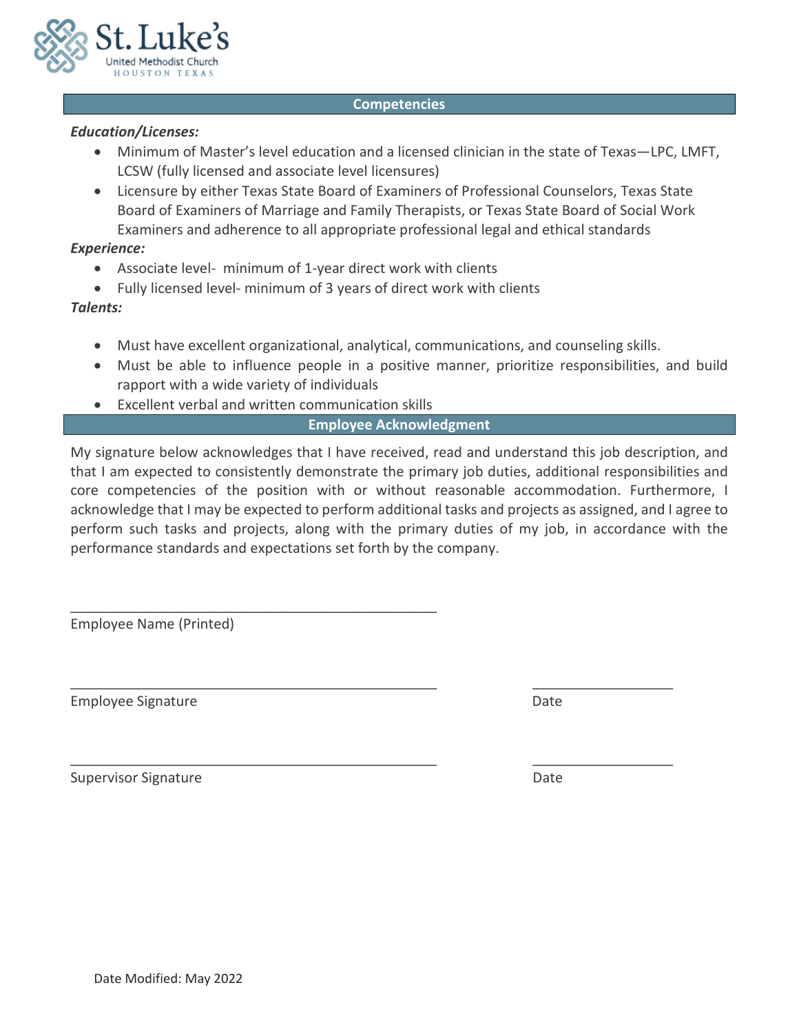St. Luke's
United Methodist Church
HOUSTON TEXAS

## Competencies

***Education/Licenses:***

- Minimum of Master's level education and a licensed clinician in the state of Texas—LPC, LMFT, LCSW (fully licensed and associate level licensures)
- Licensure by either Texas State Board of Examiners of Professional Counselors, Texas State Board of Examiners of Marriage and Family Therapists, or Texas State Board of Social Work Examiners and adherence to all appropriate professional legal and ethical standards

***Experience:***

- Associate level- minimum of 1-year direct work with clients
- Fully licensed level- minimum of 3 years of direct work with clients

***Talents:***

- Must have excellent organizational, analytical, communications, and counseling skills.
- Must be able to influence people in a positive manner, prioritize responsibilities, and build rapport with a wide variety of individuals
- Excellent verbal and written communication skills

## Employee Acknowledgment

My signature below acknowledges that I have received, read and understand this job description, and that I am expected to consistently demonstrate the primary job duties, additional responsibilities and core competencies of the position with or without reasonable accommodation. Furthermore, I acknowledge that I may be expected to perform additional tasks and projects as assigned, and I agree to perform such tasks and projects, along with the primary duties of my job, in accordance with the performance standards and expectations set forth by the company.

\_\_\_\_\_\_\_\_\_\_\_\_\_\_\_\_\_\_\_\_\_\_\_\_\_\_\_\_\_\_\_\_\_\_\_\_\_\_\_\_\_\_\_\_
Employee Name (Printed)

\_\_\_\_\_\_\_\_\_\_\_\_\_\_\_\_\_\_\_\_\_\_\_\_\_\_\_\_\_\_\_\_\_\_\_\_\_\_\_\_\_\_\_\_ \_\_\_\_\_\_\_\_\_\_\_\_\_\_\_\_\_
Employee Signature Date

\_\_\_\_\_\_\_\_\_\_\_\_\_\_\_\_\_\_\_\_\_\_\_\_\_\_\_\_\_\_\_\_\_\_\_\_\_\_\_\_\_\_\_\_ \_\_\_\_\_\_\_\_\_\_\_\_\_\_\_\_\_
Supervisor Signature Date

Date Modified: May 2022